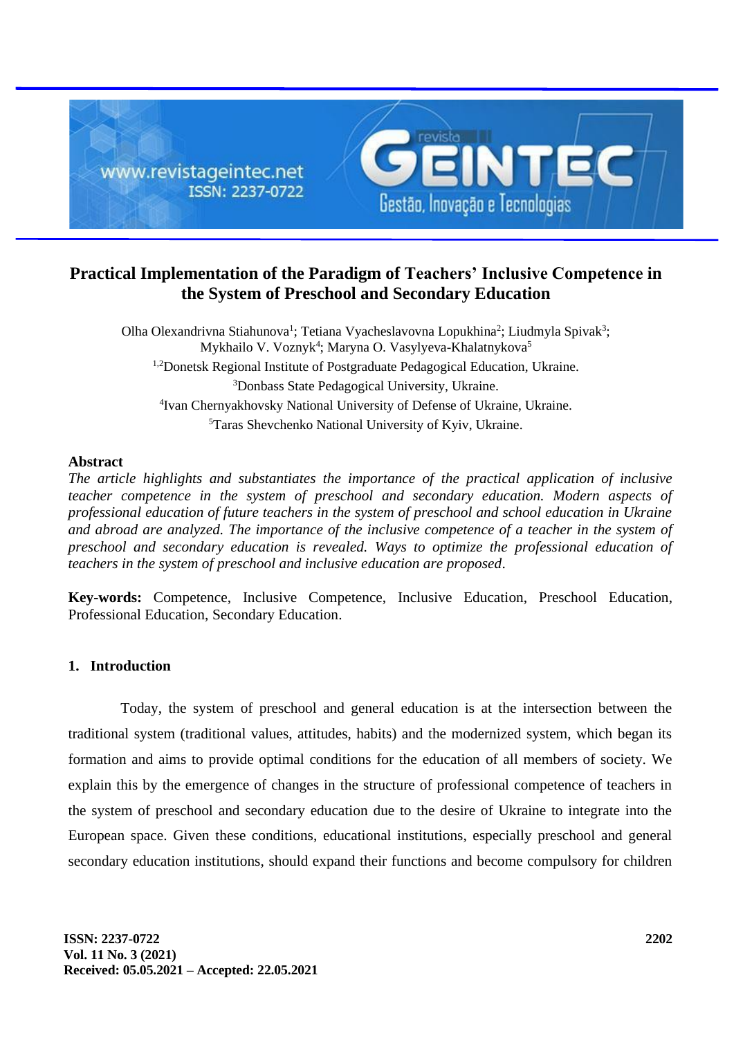# Practical Implementation of the Paradigm of Teachers' Inclusive Competence in the System of Preschool and Secondary Education

Olha Olexandrivna Stiahunova[1]; Tetiana Vyacheslavovna Lopukhina[2]; Liudmyla Spivak[3]; Mykhailo V. Voznyk[4]; Maryna O. Vasylyeva-Khalatnykova[5]

[1,2]Donetsk Regional Institute of Postgraduate Pedagogical Education, Ukraine.
[3]Donbass State Pedagogical University, Ukraine.
[4]Ivan Chernyakhovsky National University of Defense of Ukraine, Ukraine.
[5]Taras Shevchenko National University of Kyiv, Ukraine.

**Abstract**

*The article highlights and substantiates the importance of the practical application of inclusive teacher competence in the system of preschool and secondary education. Modern aspects of professional education of future teachers in the system of preschool and school education in Ukraine and abroad are analyzed. The importance of the inclusive competence of a teacher in the system of preschool and secondary education is revealed. Ways to optimize the professional education of teachers in the system of preschool and inclusive education are proposed.*

**Key-words:** Competence, Inclusive Competence, Inclusive Education, Preschool Education, Professional Education, Secondary Education.

## 1. Introduction

Today, the system of preschool and general education is at the intersection between the traditional system (traditional values, attitudes, habits) and the modernized system, which began its formation and aims to provide optimal conditions for the education of all members of society. We explain this by the emergence of changes in the structure of professional competence of teachers in the system of preschool and secondary education due to the desire of Ukraine to integrate into the European space. Given these conditions, educational institutions, especially preschool and general secondary education institutions, should expand their functions and become compulsory for children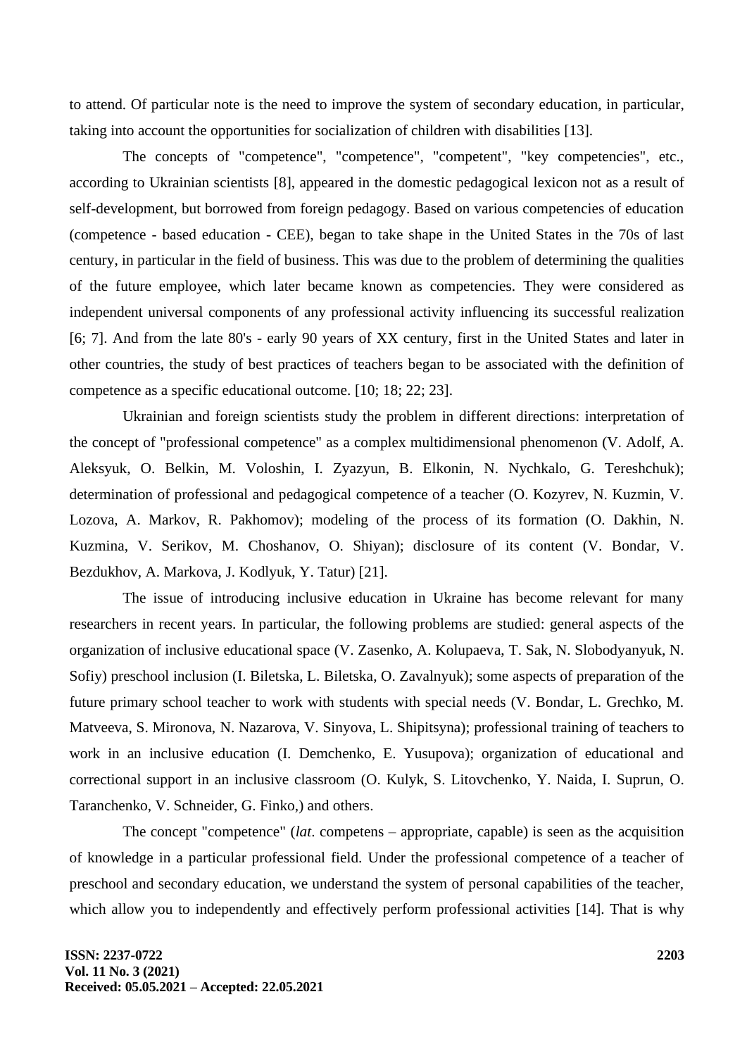to attend. Of particular note is the need to improve the system of secondary education, in particular, taking into account the opportunities for socialization of children with disabilities [13].

The concepts of "competence", "competence", "competent", "key competencies", etc., according to Ukrainian scientists [8], appeared in the domestic pedagogical lexicon not as a result of self-development, but borrowed from foreign pedagogy. Based on various competencies of education (competence - based education - CEE), began to take shape in the United States in the 70s of last century, in particular in the field of business. This was due to the problem of determining the qualities of the future employee, which later became known as competencies. They were considered as independent universal components of any professional activity influencing its successful realization [6; 7]. And from the late 80's - early 90 years of XX century, first in the United States and later in other countries, the study of best practices of teachers began to be associated with the definition of competence as a specific educational outcome. [10; 18; 22; 23].

Ukrainian and foreign scientists study the problem in different directions: interpretation of the concept of "professional competence" as a complex multidimensional phenomenon (V. Adolf, A. Aleksyuk, O. Belkin, M. Voloshin, I. Zyazyun, B. Elkonin, N. Nychkalo, G. Tereshchuk); determination of professional and pedagogical competence of a teacher (O. Kozyrev, N. Kuzmin, V. Lozova, A. Markov, R. Pakhomov); modeling of the process of its formation (O. Dakhin, N. Kuzmina, V. Serikov, M. Choshanov, O. Shiyan); disclosure of its content (V. Bondar, V. Bezdukhov, A. Markova, J. Kodlyuk, Y. Tatur) [21].

The issue of introducing inclusive education in Ukraine has become relevant for many researchers in recent years. In particular, the following problems are studied: general aspects of the organization of inclusive educational space (V. Zasenko, A. Kolupaeva, T. Sak, N. Slobodyanyuk, N. Sofiy) preschool inclusion (I. Biletska, L. Biletska, O. Zavalnyuk); some aspects of preparation of the future primary school teacher to work with students with special needs (V. Bondar, L. Grechko, M. Matveeva, S. Mironova, N. Nazarova, V. Sinyova, L. Shipitsyna); professional training of teachers to work in an inclusive education (I. Demchenko, E. Yusupova); organization of educational and correctional support in an inclusive classroom (O. Kulyk, S. Litovchenko, Y. Naida, I. Suprun, O. Taranchenko, V. Schneider, G. Finko,) and others.

The concept "competence" (*lat*. competens – appropriate, capable) is seen as the acquisition of knowledge in a particular professional field. Under the professional competence of a teacher of preschool and secondary education, we understand the system of personal capabilities of the teacher, which allow you to independently and effectively perform professional activities [14]. That is why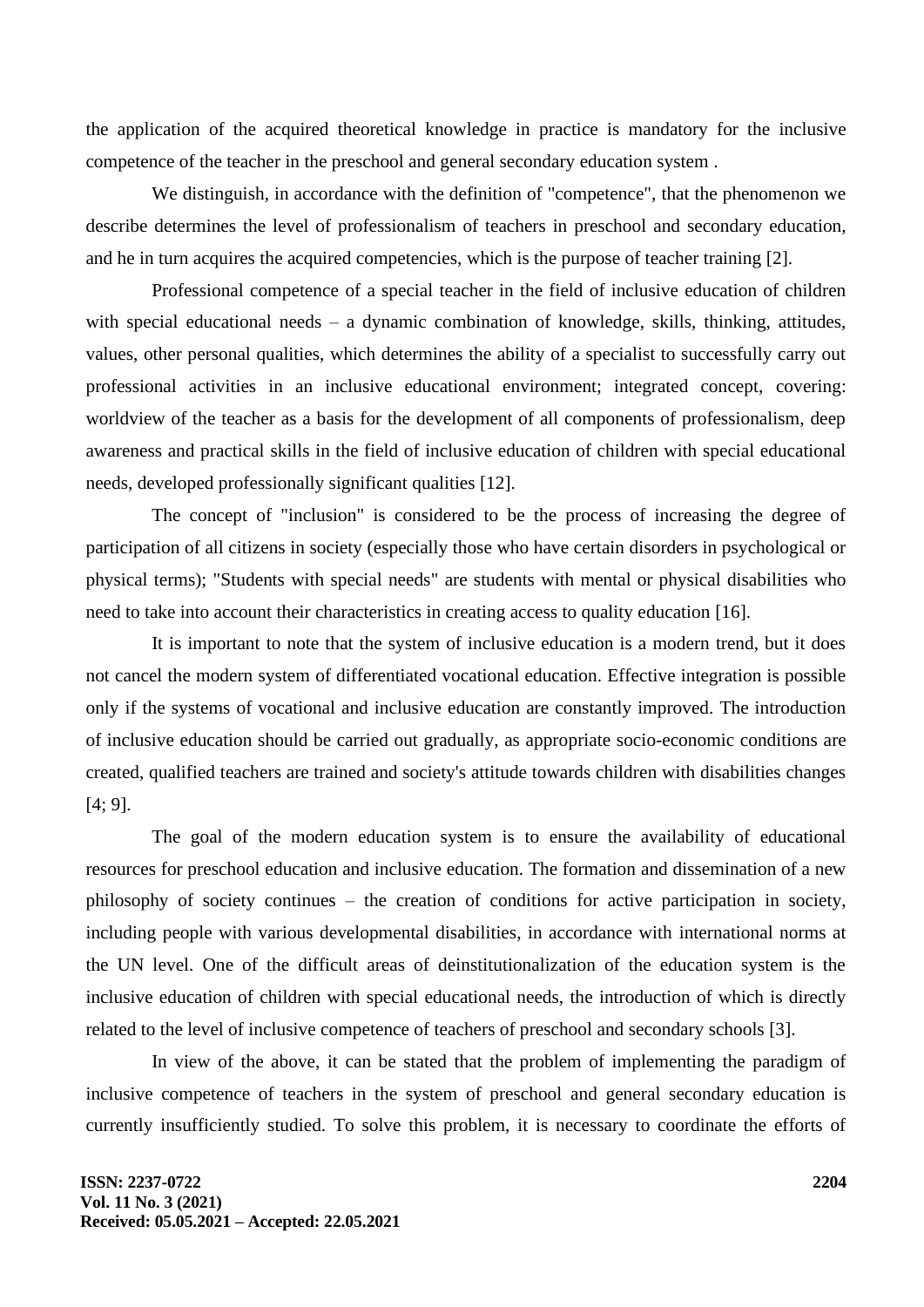the application of the acquired theoretical knowledge in practice is mandatory for the inclusive competence of the teacher in the preschool and general secondary education system .

We distinguish, in accordance with the definition of "competence", that the phenomenon we describe determines the level of professionalism of teachers in preschool and secondary education, and he in turn acquires the acquired competencies, which is the purpose of teacher training [2].

Professional competence of a special teacher in the field of inclusive education of children with special educational needs – a dynamic combination of knowledge, skills, thinking, attitudes, values, other personal qualities, which determines the ability of a specialist to successfully carry out professional activities in an inclusive educational environment; integrated concept, covering: worldview of the teacher as a basis for the development of all components of professionalism, deep awareness and practical skills in the field of inclusive education of children with special educational needs, developed professionally significant qualities [12].

The concept of "inclusion" is considered to be the process of increasing the degree of participation of all citizens in society (especially those who have certain disorders in psychological or physical terms); "Students with special needs" are students with mental or physical disabilities who need to take into account their characteristics in creating access to quality education [16].

It is important to note that the system of inclusive education is a modern trend, but it does not cancel the modern system of differentiated vocational education. Effective integration is possible only if the systems of vocational and inclusive education are constantly improved. The introduction of inclusive education should be carried out gradually, as appropriate socio-economic conditions are created, qualified teachers are trained and society's attitude towards children with disabilities changes [4; 9].

The goal of the modern education system is to ensure the availability of educational resources for preschool education and inclusive education. The formation and dissemination of a new philosophy of society continues – the creation of conditions for active participation in society, including people with various developmental disabilities, in accordance with international norms at the UN level. One of the difficult areas of deinstitutionalization of the education system is the inclusive education of children with special educational needs, the introduction of which is directly related to the level of inclusive competence of teachers of preschool and secondary schools [3].

In view of the above, it can be stated that the problem of implementing the paradigm of inclusive competence of teachers in the system of preschool and general secondary education is currently insufficiently studied. To solve this problem, it is necessary to coordinate the efforts of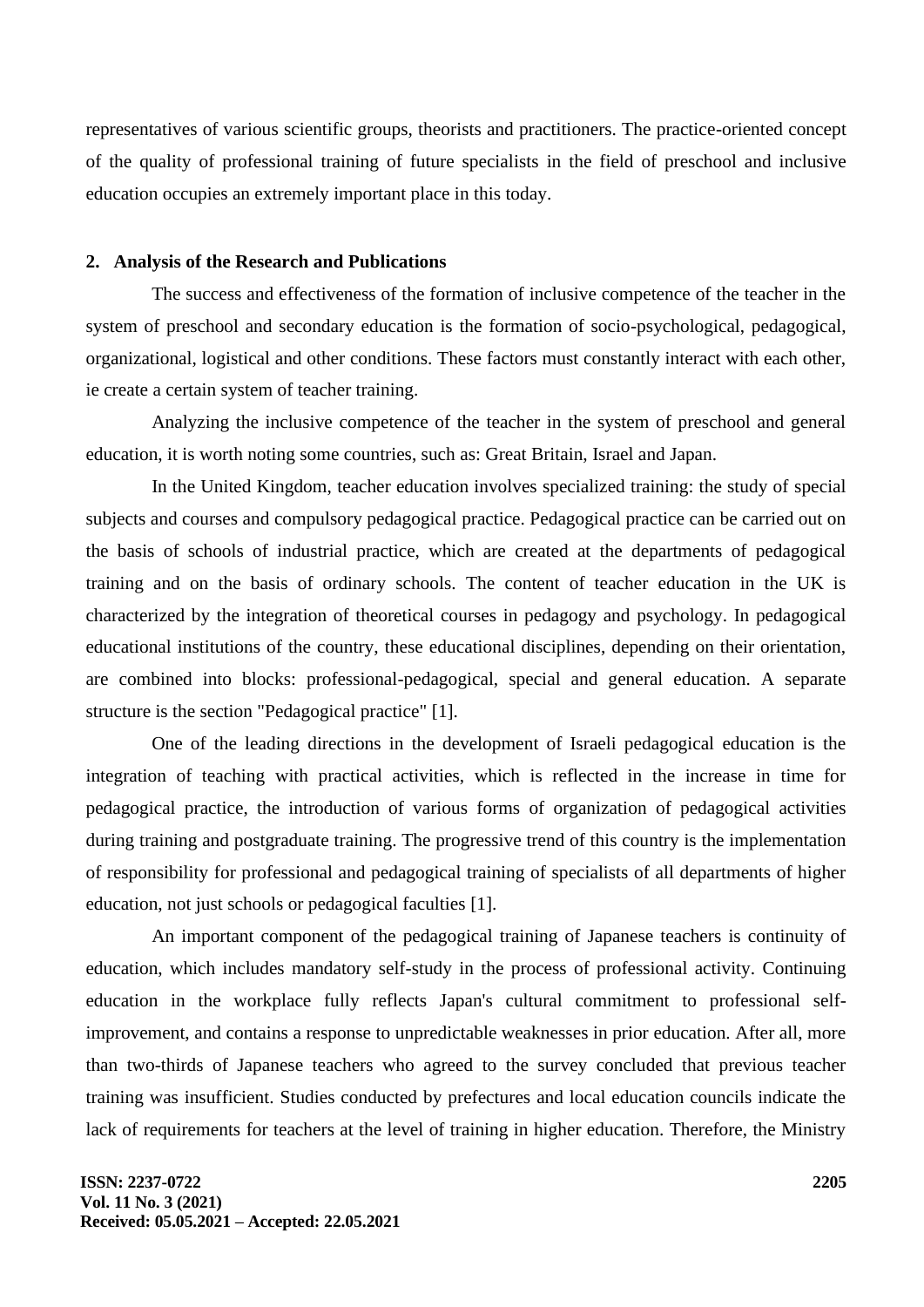representatives of various scientific groups, theorists and practitioners. The practice-oriented concept of the quality of professional training of future specialists in the field of preschool and inclusive education occupies an extremely important place in this today.

## 2. Analysis of the Research and Publications

The success and effectiveness of the formation of inclusive competence of the teacher in the system of preschool and secondary education is the formation of socio-psychological, pedagogical, organizational, logistical and other conditions. These factors must constantly interact with each other, ie create a certain system of teacher training.

Analyzing the inclusive competence of the teacher in the system of preschool and general education, it is worth noting some countries, such as: Great Britain, Israel and Japan.

In the United Kingdom, teacher education involves specialized training: the study of special subjects and courses and compulsory pedagogical practice. Pedagogical practice can be carried out on the basis of schools of industrial practice, which are created at the departments of pedagogical training and on the basis of ordinary schools. The content of teacher education in the UK is characterized by the integration of theoretical courses in pedagogy and psychology. In pedagogical educational institutions of the country, these educational disciplines, depending on their orientation, are combined into blocks: professional-pedagogical, special and general education. A separate structure is the section "Pedagogical practice" [1].

One of the leading directions in the development of Israeli pedagogical education is the integration of teaching with practical activities, which is reflected in the increase in time for pedagogical practice, the introduction of various forms of organization of pedagogical activities during training and postgraduate training. The progressive trend of this country is the implementation of responsibility for professional and pedagogical training of specialists of all departments of higher education, not just schools or pedagogical faculties [1].

An important component of the pedagogical training of Japanese teachers is continuity of education, which includes mandatory self-study in the process of professional activity. Continuing education in the workplace fully reflects Japan's cultural commitment to professional self-improvement, and contains a response to unpredictable weaknesses in prior education. After all, more than two-thirds of Japanese teachers who agreed to the survey concluded that previous teacher training was insufficient. Studies conducted by prefectures and local education councils indicate the lack of requirements for teachers at the level of training in higher education. Therefore, the Ministry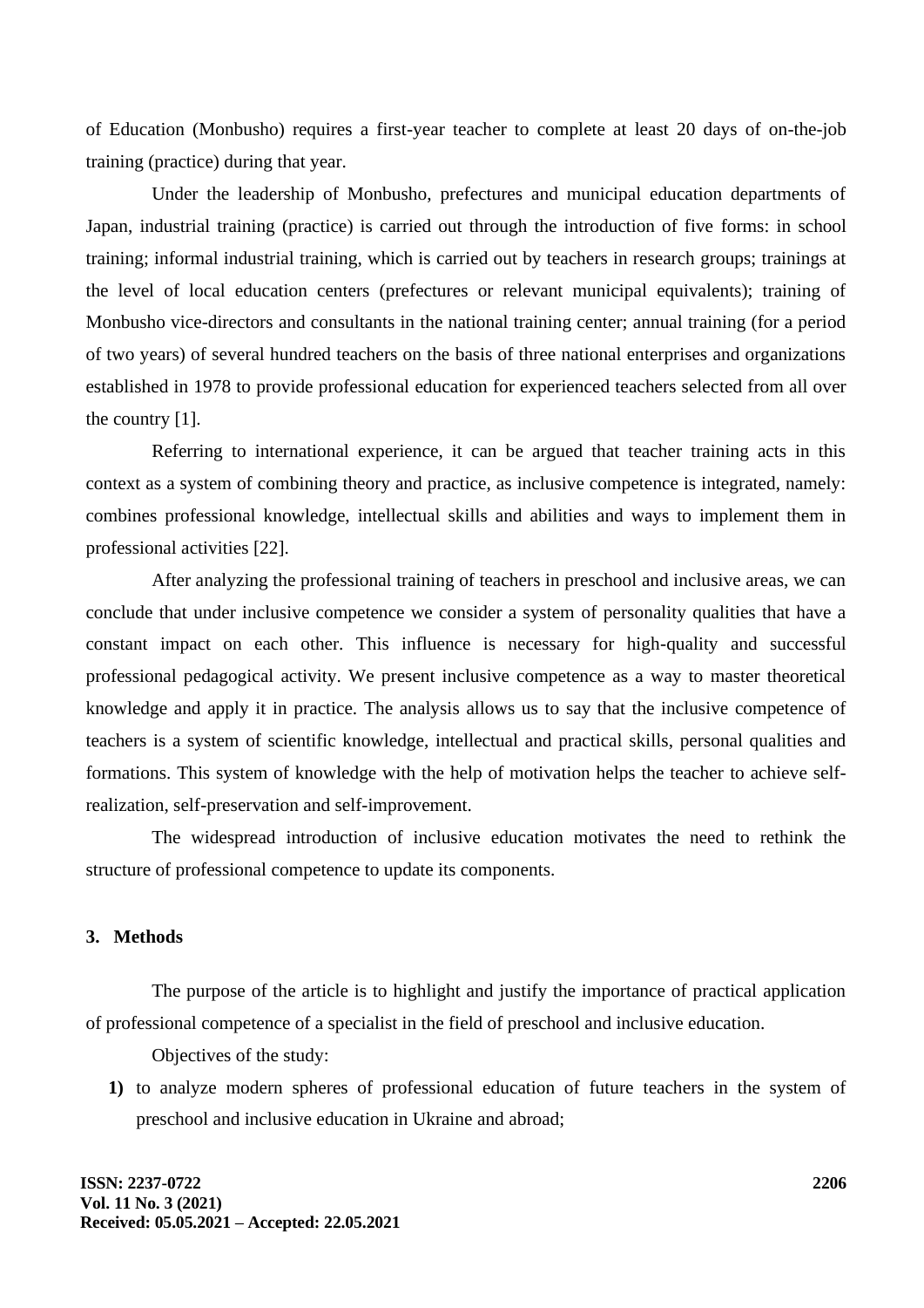of Education (Monbusho) requires a first-year teacher to complete at least 20 days of on-the-job training (practice) during that year.

Under the leadership of Monbusho, prefectures and municipal education departments of Japan, industrial training (practice) is carried out through the introduction of five forms: in school training; informal industrial training, which is carried out by teachers in research groups; trainings at the level of local education centers (prefectures or relevant municipal equivalents); training of Monbusho vice-directors and consultants in the national training center; annual training (for a period of two years) of several hundred teachers on the basis of three national enterprises and organizations established in 1978 to provide professional education for experienced teachers selected from all over the country [1].

Referring to international experience, it can be argued that teacher training acts in this context as a system of combining theory and practice, as inclusive competence is integrated, namely: combines professional knowledge, intellectual skills and abilities and ways to implement them in professional activities [22].

After analyzing the professional training of teachers in preschool and inclusive areas, we can conclude that under inclusive competence we consider a system of personality qualities that have a constant impact on each other. This influence is necessary for high-quality and successful professional pedagogical activity. We present inclusive competence as a way to master theoretical knowledge and apply it in practice. The analysis allows us to say that the inclusive competence of teachers is a system of scientific knowledge, intellectual and practical skills, personal qualities and formations. This system of knowledge with the help of motivation helps the teacher to achieve self-realization, self-preservation and self-improvement.

The widespread introduction of inclusive education motivates the need to rethink the structure of professional competence to update its components.

## 3. Methods

The purpose of the article is to highlight and justify the importance of practical application of professional competence of a specialist in the field of preschool and inclusive education.

Objectives of the study:

1) to analyze modern spheres of professional education of future teachers in the system of preschool and inclusive education in Ukraine and abroad;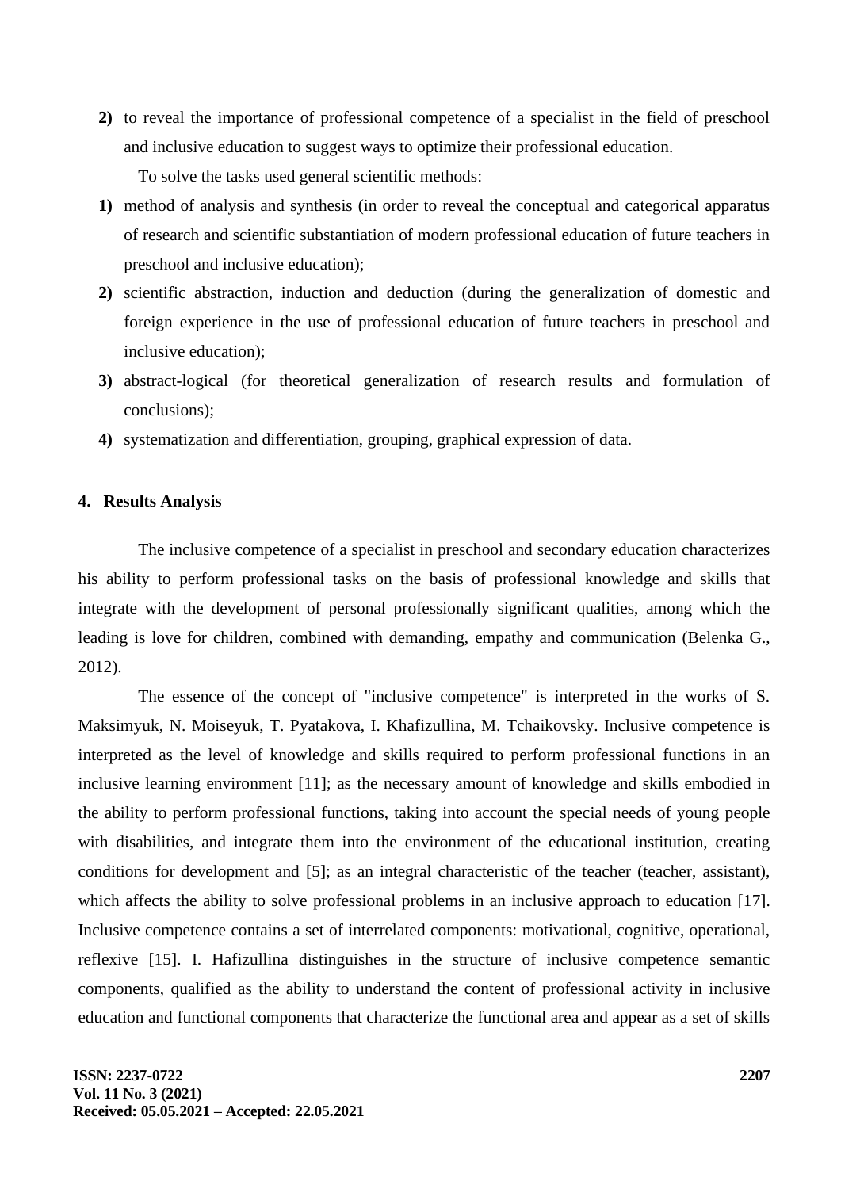2) to reveal the importance of professional competence of a specialist in the field of preschool and inclusive education to suggest ways to optimize their professional education.

To solve the tasks used general scientific methods:

1) method of analysis and synthesis (in order to reveal the conceptual and categorical apparatus of research and scientific substantiation of modern professional education of future teachers in preschool and inclusive education);
2) scientific abstraction, induction and deduction (during the generalization of domestic and foreign experience in the use of professional education of future teachers in preschool and inclusive education);
3) abstract-logical (for theoretical generalization of research results and formulation of conclusions);
4) systematization and differentiation, grouping, graphical expression of data.

## 4. Results Analysis

The inclusive competence of a specialist in preschool and secondary education characterizes his ability to perform professional tasks on the basis of professional knowledge and skills that integrate with the development of personal professionally significant qualities, among which the leading is love for children, combined with demanding, empathy and communication (Belenka G., 2012).

The essence of the concept of "inclusive competence" is interpreted in the works of S. Maksimyuk, N. Moiseyuk, T. Pyatakova, I. Khafizullina, M. Tchaikovsky. Inclusive competence is interpreted as the level of knowledge and skills required to perform professional functions in an inclusive learning environment [11]; as the necessary amount of knowledge and skills embodied in the ability to perform professional functions, taking into account the special needs of young people with disabilities, and integrate them into the environment of the educational institution, creating conditions for development and [5]; as an integral characteristic of the teacher (teacher, assistant), which affects the ability to solve professional problems in an inclusive approach to education [17]. Inclusive competence contains a set of interrelated components: motivational, cognitive, operational, reflexive [15]. I. Hafizullina distinguishes in the structure of inclusive competence semantic components, qualified as the ability to understand the content of professional activity in inclusive education and functional components that characterize the functional area and appear as a set of skills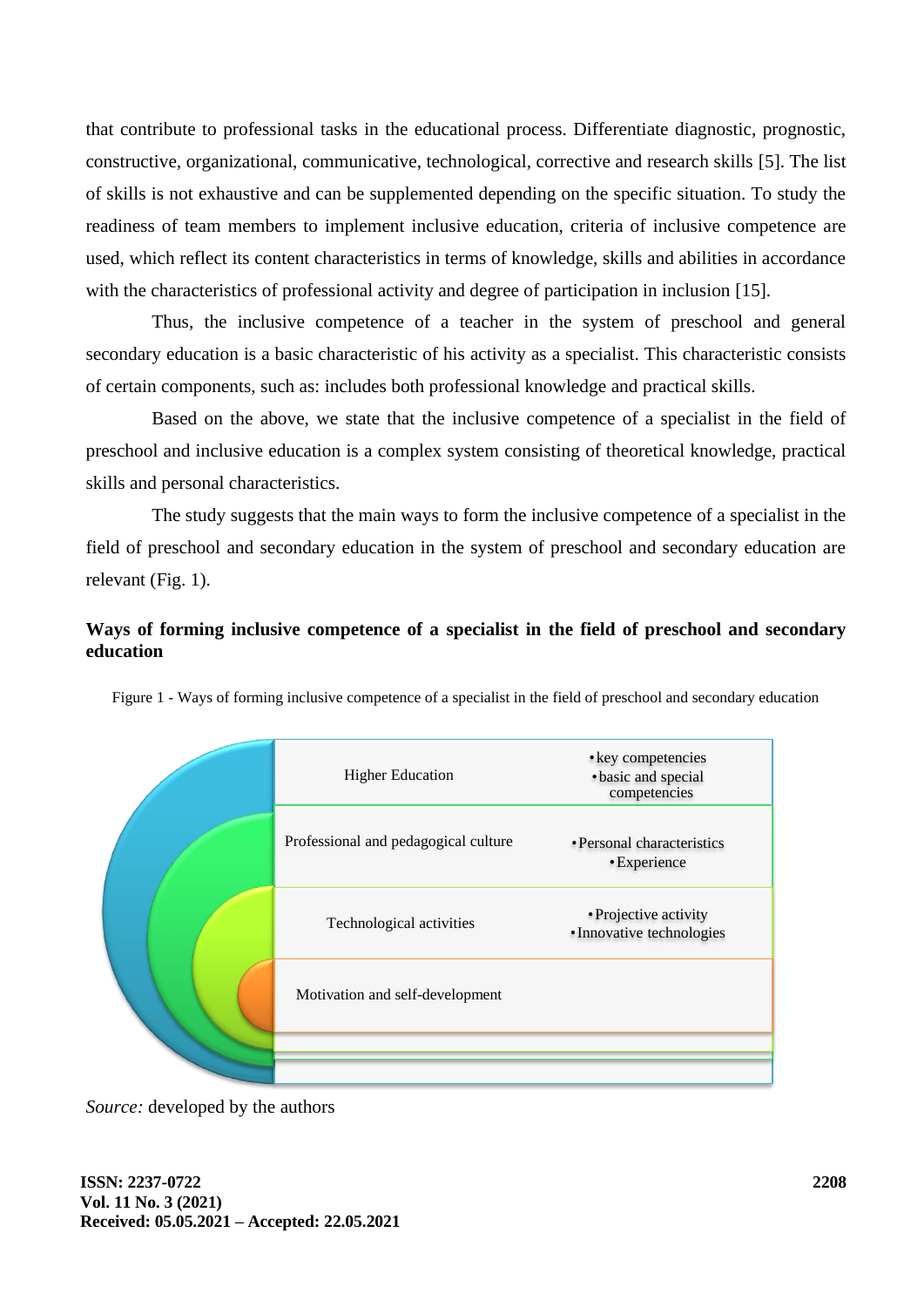that contribute to professional tasks in the educational process. Differentiate diagnostic, prognostic, constructive, organizational, communicative, technological, corrective and research skills [5]. The list of skills is not exhaustive and can be supplemented depending on the specific situation. To study the readiness of team members to implement inclusive education, criteria of inclusive competence are used, which reflect its content characteristics in terms of knowledge, skills and abilities in accordance with the characteristics of professional activity and degree of participation in inclusion [15].

Thus, the inclusive competence of a teacher in the system of preschool and general secondary education is a basic characteristic of his activity as a specialist. This characteristic consists of certain components, such as: includes both professional knowledge and practical skills.

Based on the above, we state that the inclusive competence of a specialist in the field of preschool and inclusive education is a complex system consisting of theoretical knowledge, practical skills and personal characteristics.

The study suggests that the main ways to form the inclusive competence of a specialist in the field of preschool and secondary education in the system of preschool and secondary education are relevant (Fig. 1).

**Ways of forming inclusive competence of a specialist in the field of preschool and secondary education**

Figure 1 - Ways of forming inclusive competence of a specialist in the field of preschool and secondary education

| | |
|---|---|
| Higher Education | • key competencies<br>• basic and special competencies |
| Professional and pedagogical culture | • Personal characteristics<br>• Experience |
| Technological activities | • Projective activity<br>• Innovative technologies |
| Motivation and self-development | |

*Source:* developed by the authors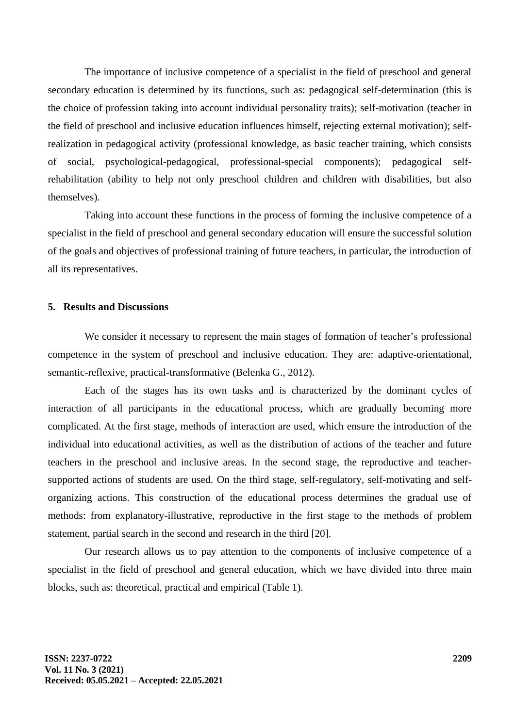The importance of inclusive competence of a specialist in the field of preschool and general secondary education is determined by its functions, such as: pedagogical self-determination (this is the choice of profession taking into account individual personality traits); self-motivation (teacher in the field of preschool and inclusive education influences himself, rejecting external motivation); self-realization in pedagogical activity (professional knowledge, as basic teacher training, which consists of social, psychological-pedagogical, professional-special components); pedagogical self-rehabilitation (ability to help not only preschool children and children with disabilities, but also themselves).

Taking into account these functions in the process of forming the inclusive competence of a specialist in the field of preschool and general secondary education will ensure the successful solution of the goals and objectives of professional training of future teachers, in particular, the introduction of all its representatives.

## 5. Results and Discussions

We consider it necessary to represent the main stages of formation of teacher's professional competence in the system of preschool and inclusive education. They are: adaptive-orientational, semantic-reflexive, practical-transformative (Belenka G., 2012).

Each of the stages has its own tasks and is characterized by the dominant cycles of interaction of all participants in the educational process, which are gradually becoming more complicated. At the first stage, methods of interaction are used, which ensure the introduction of the individual into educational activities, as well as the distribution of actions of the teacher and future teachers in the preschool and inclusive areas. In the second stage, the reproductive and teacher-supported actions of students are used. On the third stage, self-regulatory, self-motivating and self-organizing actions. This construction of the educational process determines the gradual use of methods: from explanatory-illustrative, reproductive in the first stage to the methods of problem statement, partial search in the second and research in the third [20].

Our research allows us to pay attention to the components of inclusive competence of a specialist in the field of preschool and general education, which we have divided into three main blocks, such as: theoretical, practical and empirical (Table 1).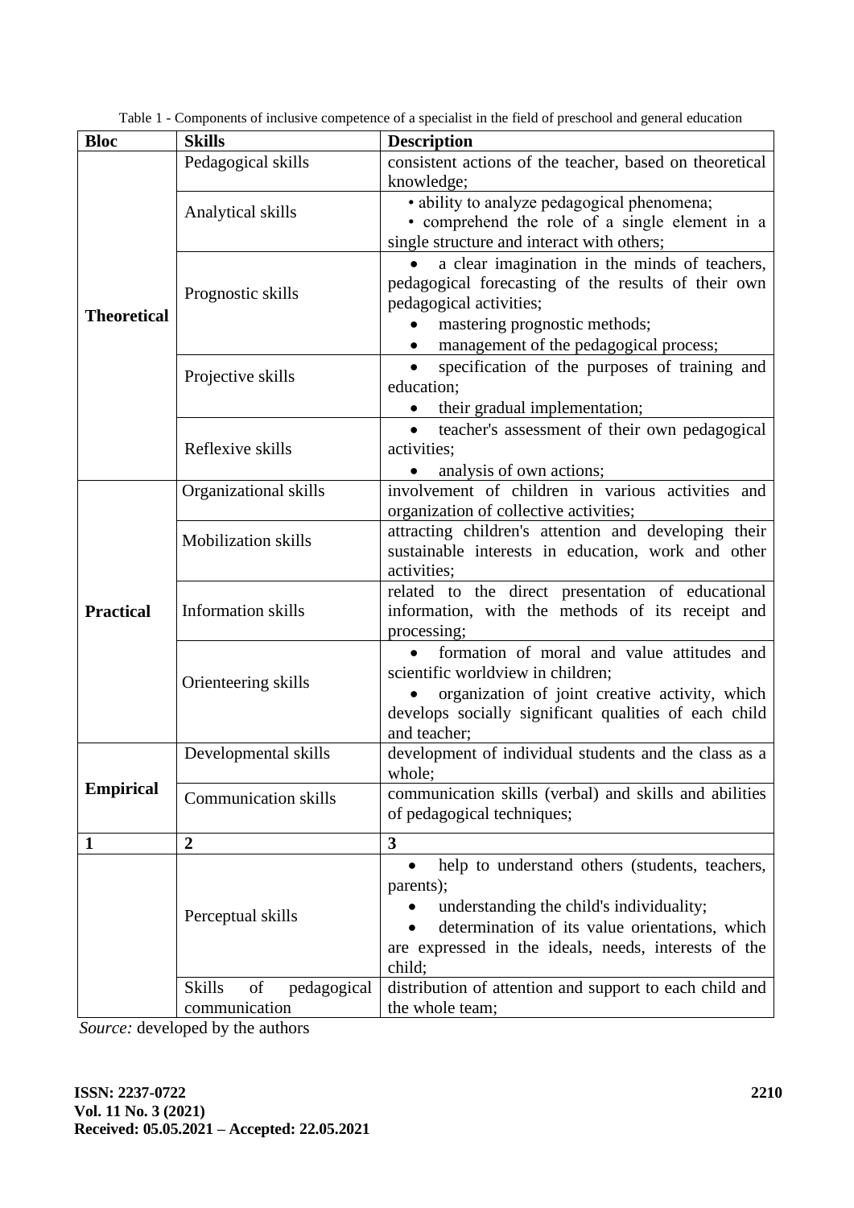Table 1 - Components of inclusive competence of a specialist in the field of preschool and general education

| **Bloc** | **Skills** | **Description** |
|---|---|---|
| **Theoretical** | Pedagogical skills | consistent actions of the teacher, based on theoretical knowledge; |
| | Analytical skills | • ability to analyze pedagogical phenomena; • comprehend the role of a single element in a single structure and interact with others; |
| | Prognostic skills | • a clear imagination in the minds of teachers, pedagogical forecasting of the results of their own pedagogical activities; • mastering prognostic methods; • management of the pedagogical process; |
| | Projective skills | • specification of the purposes of training and education; • their gradual implementation; |
| | Reflexive skills | • teacher's assessment of their own pedagogical activities; • analysis of own actions; |
| **Practical** | Organizational skills | involvement of children in various activities and organization of collective activities; |
| | Mobilization skills | attracting children's attention and developing their sustainable interests in education, work and other activities; |
| | Information skills | related to the direct presentation of educational information, with the methods of its receipt and processing; |
| | Orienteering skills | • formation of moral and value attitudes and scientific worldview in children; • organization of joint creative activity, which develops socially significant qualities of each child and teacher; |
| **Empirical** | Developmental skills | development of individual students and the class as a whole; |
| | Communication skills | communication skills (verbal) and skills and abilities of pedagogical techniques; |
| **1** | **2** | **3** |
| | Perceptual skills | • help to understand others (students, teachers, parents); • understanding the child's individuality; • determination of its value orientations, which are expressed in the ideals, needs, interests of the child; |
| | Skills of pedagogical communication | distribution of attention and support to each child and the whole team; |

*Source:* developed by the authors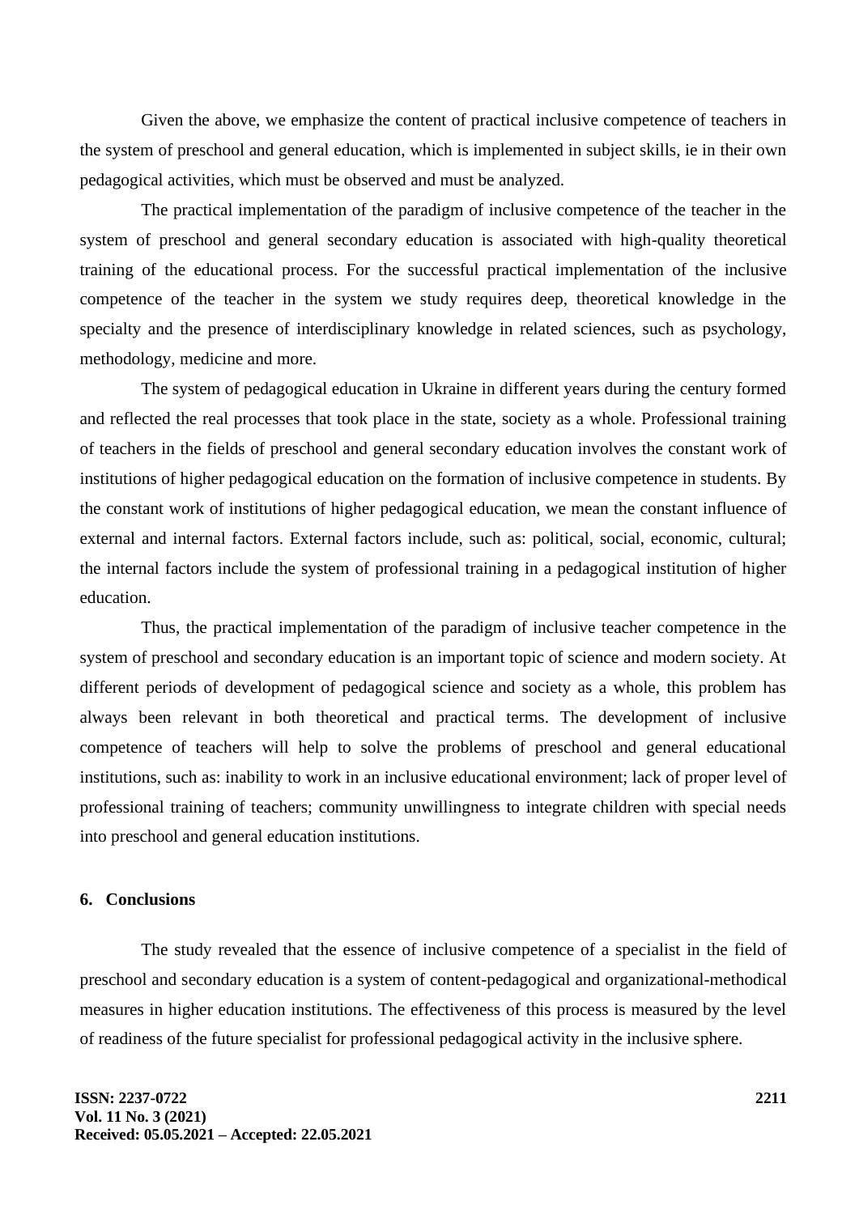Given the above, we emphasize the content of practical inclusive competence of teachers in the system of preschool and general education, which is implemented in subject skills, ie in their own pedagogical activities, which must be observed and must be analyzed.

The practical implementation of the paradigm of inclusive competence of the teacher in the system of preschool and general secondary education is associated with high-quality theoretical training of the educational process. For the successful practical implementation of the inclusive competence of the teacher in the system we study requires deep, theoretical knowledge in the specialty and the presence of interdisciplinary knowledge in related sciences, such as psychology, methodology, medicine and more.

The system of pedagogical education in Ukraine in different years during the century formed and reflected the real processes that took place in the state, society as a whole. Professional training of teachers in the fields of preschool and general secondary education involves the constant work of institutions of higher pedagogical education on the formation of inclusive competence in students. By the constant work of institutions of higher pedagogical education, we mean the constant influence of external and internal factors. External factors include, such as: political, social, economic, cultural; the internal factors include the system of professional training in a pedagogical institution of higher education.

Thus, the practical implementation of the paradigm of inclusive teacher competence in the system of preschool and secondary education is an important topic of science and modern society. At different periods of development of pedagogical science and society as a whole, this problem has always been relevant in both theoretical and practical terms. The development of inclusive competence of teachers will help to solve the problems of preschool and general educational institutions, such as: inability to work in an inclusive educational environment; lack of proper level of professional training of teachers; community unwillingness to integrate children with special needs into preschool and general education institutions.

## 6. Conclusions

The study revealed that the essence of inclusive competence of a specialist in the field of preschool and secondary education is a system of content-pedagogical and organizational-methodical measures in higher education institutions. The effectiveness of this process is measured by the level of readiness of the future specialist for professional pedagogical activity in the inclusive sphere.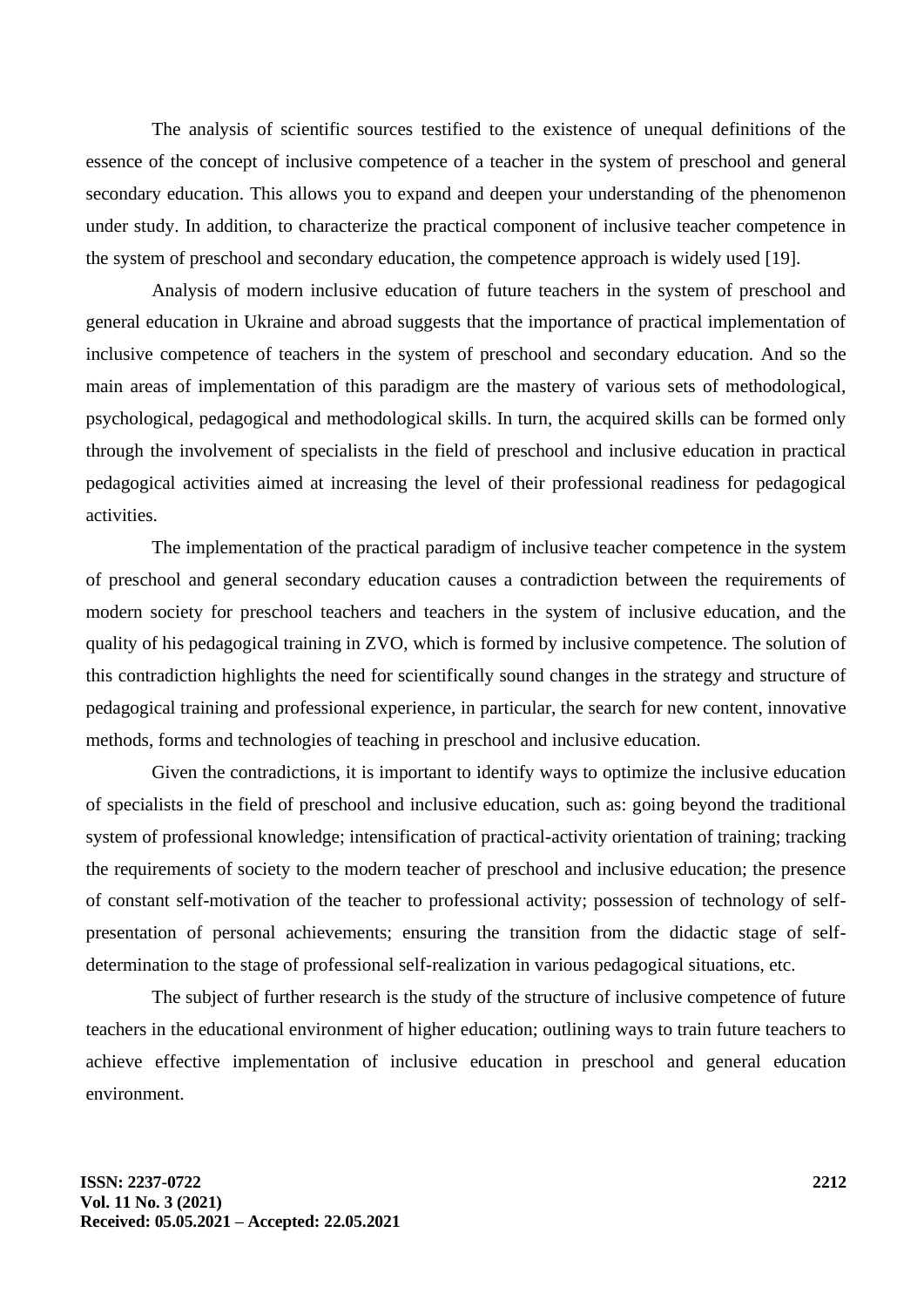The analysis of scientific sources testified to the existence of unequal definitions of the essence of the concept of inclusive competence of a teacher in the system of preschool and general secondary education. This allows you to expand and deepen your understanding of the phenomenon under study. In addition, to characterize the practical component of inclusive teacher competence in the system of preschool and secondary education, the competence approach is widely used [19].

Analysis of modern inclusive education of future teachers in the system of preschool and general education in Ukraine and abroad suggests that the importance of practical implementation of inclusive competence of teachers in the system of preschool and secondary education. And so the main areas of implementation of this paradigm are the mastery of various sets of methodological, psychological, pedagogical and methodological skills. In turn, the acquired skills can be formed only through the involvement of specialists in the field of preschool and inclusive education in practical pedagogical activities aimed at increasing the level of their professional readiness for pedagogical activities.

The implementation of the practical paradigm of inclusive teacher competence in the system of preschool and general secondary education causes a contradiction between the requirements of modern society for preschool teachers and teachers in the system of inclusive education, and the quality of his pedagogical training in ZVO, which is formed by inclusive competence. The solution of this contradiction highlights the need for scientifically sound changes in the strategy and structure of pedagogical training and professional experience, in particular, the search for new content, innovative methods, forms and technologies of teaching in preschool and inclusive education.

Given the contradictions, it is important to identify ways to optimize the inclusive education of specialists in the field of preschool and inclusive education, such as: going beyond the traditional system of professional knowledge; intensification of practical-activity orientation of training; tracking the requirements of society to the modern teacher of preschool and inclusive education; the presence of constant self-motivation of the teacher to professional activity; possession of technology of self-presentation of personal achievements; ensuring the transition from the didactic stage of self-determination to the stage of professional self-realization in various pedagogical situations, etc.

The subject of further research is the study of the structure of inclusive competence of future teachers in the educational environment of higher education; outlining ways to train future teachers to achieve effective implementation of inclusive education in preschool and general education environment.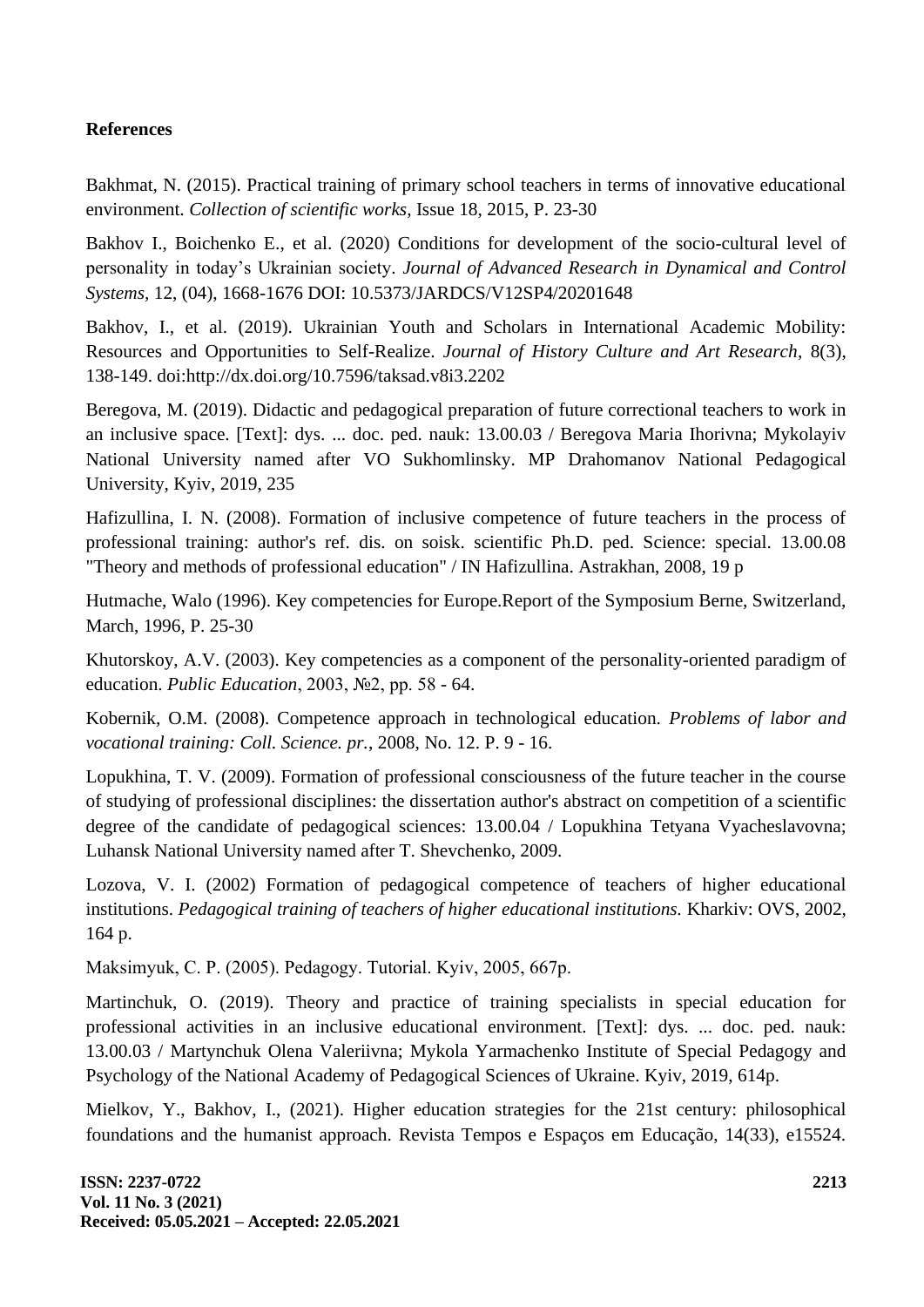**References**

Bakhmat, N. (2015). Practical training of primary school teachers in terms of innovative educational environment. *Collection of scientific works,* Issue 18, 2015, P. 23-30

Bakhov I., Boichenko E., et al. (2020) Conditions for development of the socio-cultural level of personality in today's Ukrainian society. *Journal of Advanced Research in Dynamical and Control Systems,* 12, (04), 1668-1676 DOI: 10.5373/JARDCS/V12SP4/20201648

Bakhov, I., et al. (2019). Ukrainian Youth and Scholars in International Academic Mobility: Resources and Opportunities to Self-Realize. *Journal of History Culture and Art Research*, 8(3), 138-149. doi:http://dx.doi.org/10.7596/taksad.v8i3.2202

Beregova, M. (2019). Didactic and pedagogical preparation of future correctional teachers to work in an inclusive space. [Text]: dys. ... doc. ped. nauk: 13.00.03 / Beregova Maria Ihorivna; Mykolayiv National University named after VO Sukhomlinsky. MP Drahomanov National Pedagogical University, Kyiv, 2019, 235

Hafizullina, I. N. (2008). Formation of inclusive competence of future teachers in the process of professional training: author's ref. dis. on soisk. scientific Ph.D. ped. Science: special. 13.00.08 "Theory and methods of professional education" / IN Hafizullina. Astrakhan, 2008, 19 p

Hutmache, Walo (1996). Key competencies for Europe.Report of the Symposium Berne, Switzerland, March, 1996, P. 25-30

Khutorskoy, A.V. (2003). Key competencies as a component of the personality-oriented paradigm of education. *Public Education*, 2003, №2, pp. 58 - 64.

Kobernik, O.M. (2008). Competence approach in technological education. *Problems of labor and vocational training: Coll. Science. pr.*, 2008, No. 12. P. 9 - 16.

Lopukhina, T. V. (2009). Formation of professional consciousness of the future teacher in the course of studying of professional disciplines: the dissertation author's abstract on competition of a scientific degree of the candidate of pedagogical sciences: 13.00.04 / Lopukhina Tetyana Vyacheslavovna; Luhansk National University named after T. Shevchenko, 2009.

Lozova, V. I. (2002) Formation of pedagogical competence of teachers of higher educational institutions. *Pedagogical training of teachers of higher educational institutions.* Kharkiv: OVS, 2002, 164 p.

Maksimyuk, C. P. (2005). Pedagogy. Tutorial. Kyiv, 2005, 667p.

Martinchuk, O. (2019). Theory and practice of training specialists in special education for professional activities in an inclusive educational environment. [Text]: dys. ... doc. ped. nauk: 13.00.03 / Martynchuk Olena Valeriivna; Mykola Yarmachenko Institute of Special Pedagogy and Psychology of the National Academy of Pedagogical Sciences of Ukraine. Kyiv, 2019, 614p.

Mielkov, Y., Bakhov, I., (2021). Higher education strategies for the 21st century: philosophical foundations and the humanist approach. Revista Tempos e Espaços em Educação, 14(33), e15524.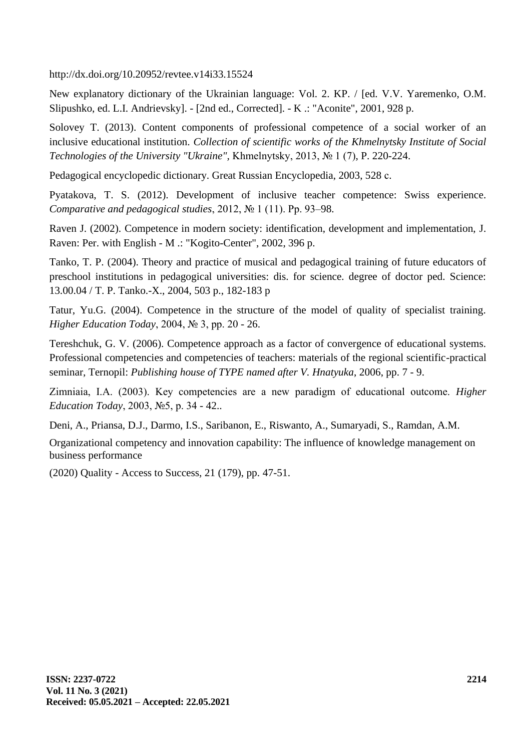http://dx.doi.org/10.20952/revtee.v14i33.15524

New explanatory dictionary of the Ukrainian language: Vol. 2. KP. / [ed. V.V. Yaremenko, O.M. Slipushko, ed. L.I. Andrievsky]. - [2nd ed., Corrected]. - K .: "Aconite", 2001, 928 p.

Solovey T. (2013). Content components of professional competence of a social worker of an inclusive educational institution. *Collection of scientific works of the Khmelnytsky Institute of Social Technologies of the University "Ukraine"*, Khmelnytsky, 2013, № 1 (7), P. 220-224.

Pedagogical encyclopedic dictionary. Great Russian Encyclopedia, 2003, 528 c.

Pyatakova, T. S. (2012). Development of inclusive teacher competence: Swiss experience. *Comparative and pedagogical studies*, 2012, № 1 (11). Pp. 93–98.

Raven J. (2002). Competence in modern society: identification, development and implementation, J. Raven: Per. with English - M .: "Kogito-Center", 2002, 396 p.

Tanko, T. P. (2004). Theory and practice of musical and pedagogical training of future educators of preschool institutions in pedagogical universities: dis. for science. degree of doctor ped. Science: 13.00.04 / T. P. Tanko.-X., 2004, 503 p., 182-183 p

Tatur, Yu.G. (2004). Competence in the structure of the model of quality of specialist training. *Higher Education Today*, 2004, № 3, pp. 20 - 26.

Tereshchuk, G. V. (2006). Competence approach as a factor of convergence of educational systems. Professional competencies and competencies of teachers: materials of the regional scientific-practical seminar, Ternopil: *Publishing house of TYPE named after V. Hnatyuka*, 2006, pp. 7 - 9.

Zimniaia, I.A. (2003). Key competencies are a new paradigm of educational outcome. *Higher Education Today*, 2003, №5, p. 34 - 42..

Deni, A., Priansa, D.J., Darmo, I.S., Saribanon, E., Riswanto, A., Sumaryadi, S., Ramdan, A.M.

Organizational competency and innovation capability: The influence of knowledge management on business performance

(2020) Quality - Access to Success, 21 (179), pp. 47-51.